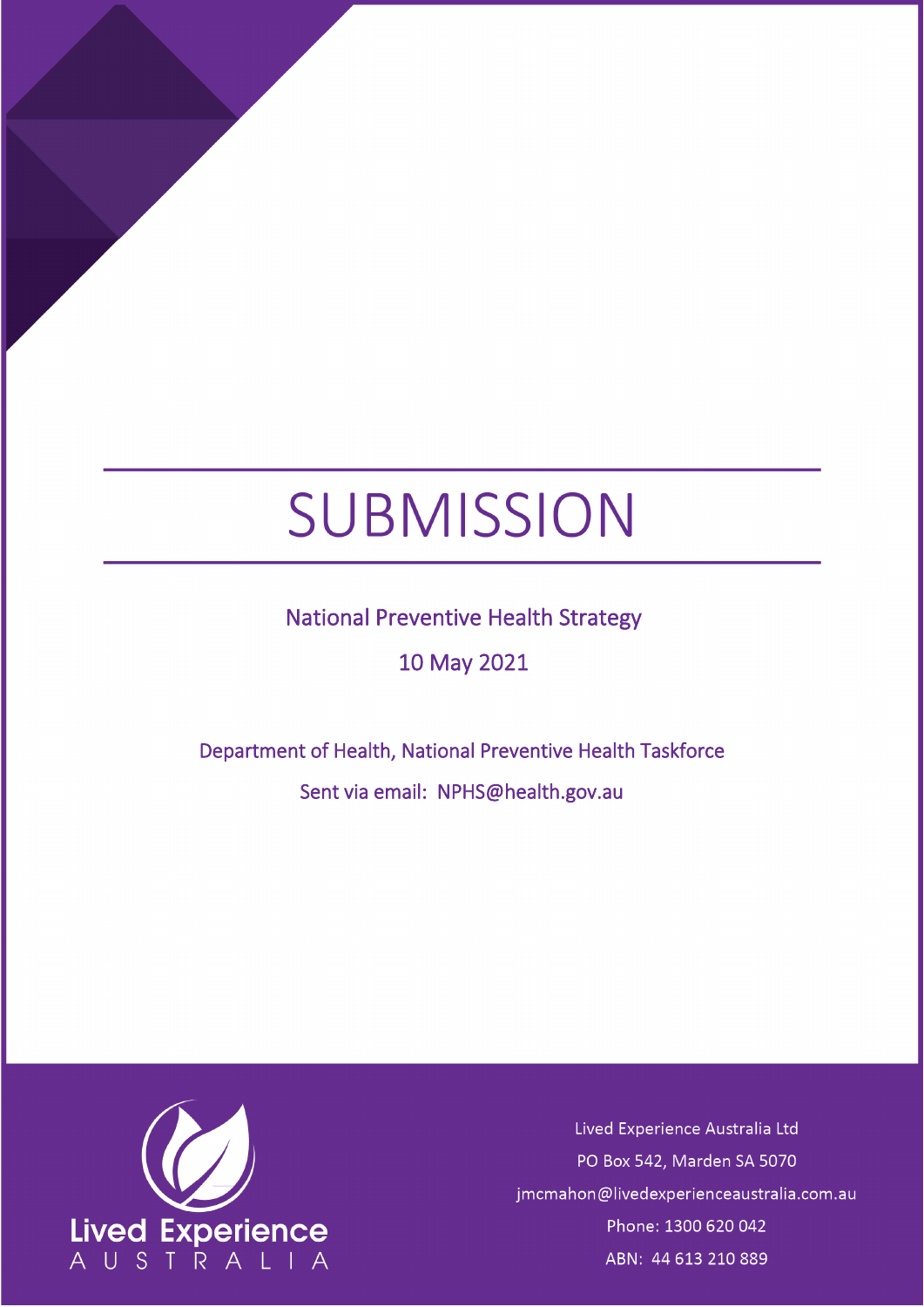# SUBMISSION

National Preventive Health Strategy

10 May 2021

Department of Health, National Preventive Health Taskforce

Sent via email: NPHS@health.gov.au

Lived Experience Australia

Lived Experience Australia Ltd

PO Box 542, Marden SA 5070

jmcmahon@livedexperienceaustralia.com.au

Phone: 1300 620 042

ABN: 44 613 210 889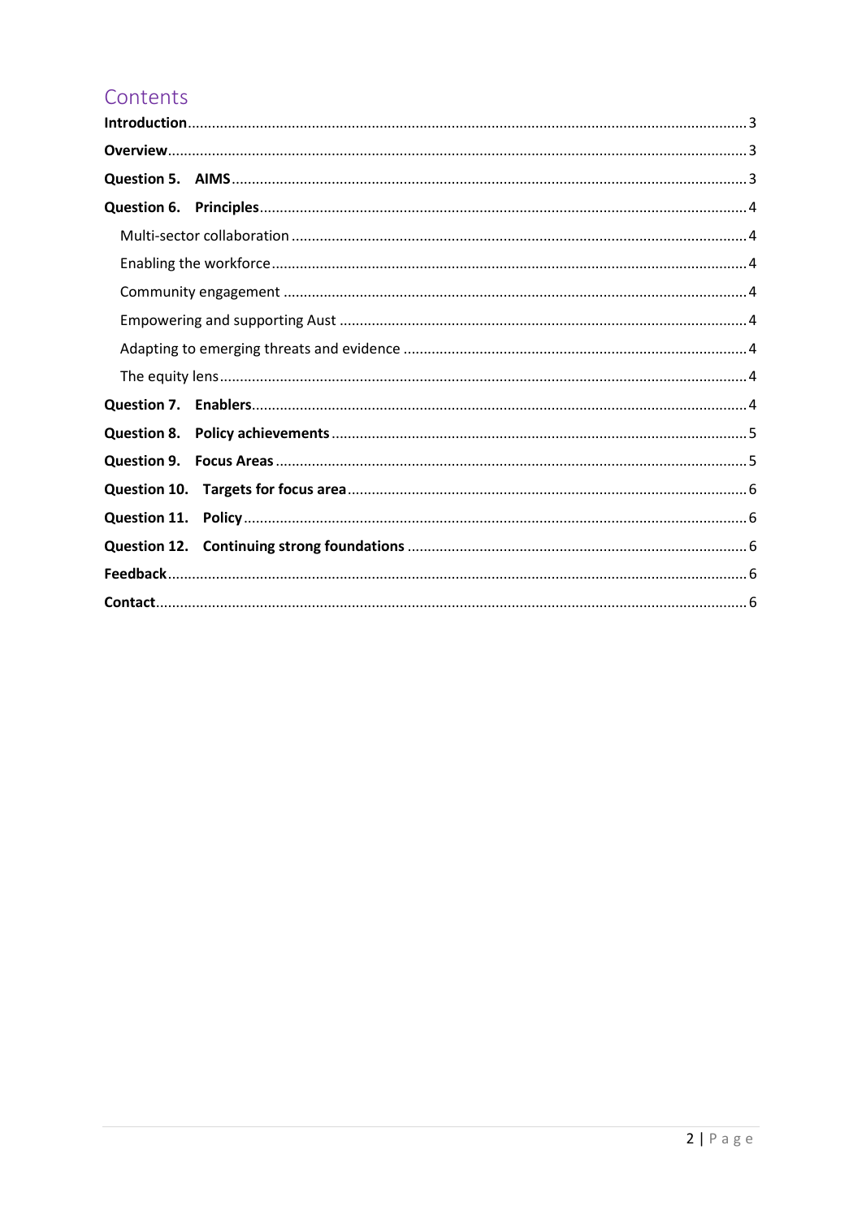## Contents

**Introduction** 3

**Overview** 3

**Question 5. AIMS** 3

**Question 6. Principles** 4

- Multi-sector collaboration 4
- Enabling the workforce 4
- Community engagement 4
- Empowering and supporting Aust 4
- Adapting to emerging threats and evidence 4
- The equity lens 4

**Question 7. Enablers** 4

**Question 8. Policy achievements** 5

**Question 9. Focus Areas** 5

**Question 10. Targets for focus area** 6

**Question 11. Policy** 6

**Question 12. Continuing strong foundations** 6

**Feedback** 6

**Contact** 6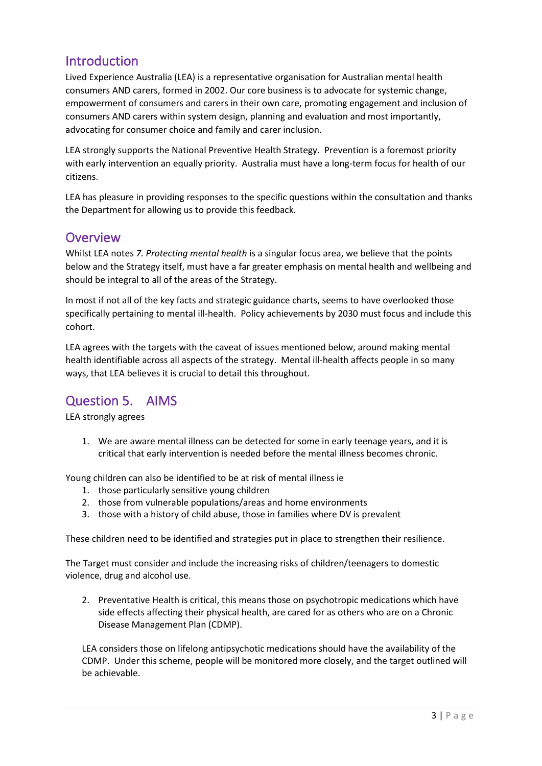## Introduction

Lived Experience Australia (LEA) is a representative organisation for Australian mental health consumers AND carers, formed in 2002. Our core business is to advocate for systemic change, empowerment of consumers and carers in their own care, promoting engagement and inclusion of consumers AND carers within system design, planning and evaluation and most importantly, advocating for consumer choice and family and carer inclusion.

LEA strongly supports the National Preventive Health Strategy. Prevention is a foremost priority with early intervention an equally priority. Australia must have a long-term focus for health of our citizens.

LEA has pleasure in providing responses to the specific questions within the consultation and thanks the Department for allowing us to provide this feedback.

## Overview

Whilst LEA notes *7. Protecting mental health* is a singular focus area, we believe that the points below and the Strategy itself, must have a far greater emphasis on mental health and wellbeing and should be integral to all of the areas of the Strategy.

In most if not all of the key facts and strategic guidance charts, seems to have overlooked those specifically pertaining to mental ill-health. Policy achievements by 2030 must focus and include this cohort.

LEA agrees with the targets with the caveat of issues mentioned below, around making mental health identifiable across all aspects of the strategy. Mental ill-health affects people in so many ways, that LEA believes it is crucial to detail this throughout.

## Question 5. AIMS

LEA strongly agrees

1. We are aware mental illness can be detected for some in early teenage years, and it is critical that early intervention is needed before the mental illness becomes chronic.

Young children can also be identified to be at risk of mental illness ie

1. those particularly sensitive young children
2. those from vulnerable populations/areas and home environments
3. those with a history of child abuse, those in families where DV is prevalent

These children need to be identified and strategies put in place to strengthen their resilience.

The Target must consider and include the increasing risks of children/teenagers to domestic violence, drug and alcohol use.

2. Preventative Health is critical, this means those on psychotropic medications which have side effects affecting their physical health, are cared for as others who are on a Chronic Disease Management Plan (CDMP).

   LEA considers those on lifelong antipsychotic medications should have the availability of the CDMP. Under this scheme, people will be monitored more closely, and the target outlined will be achievable.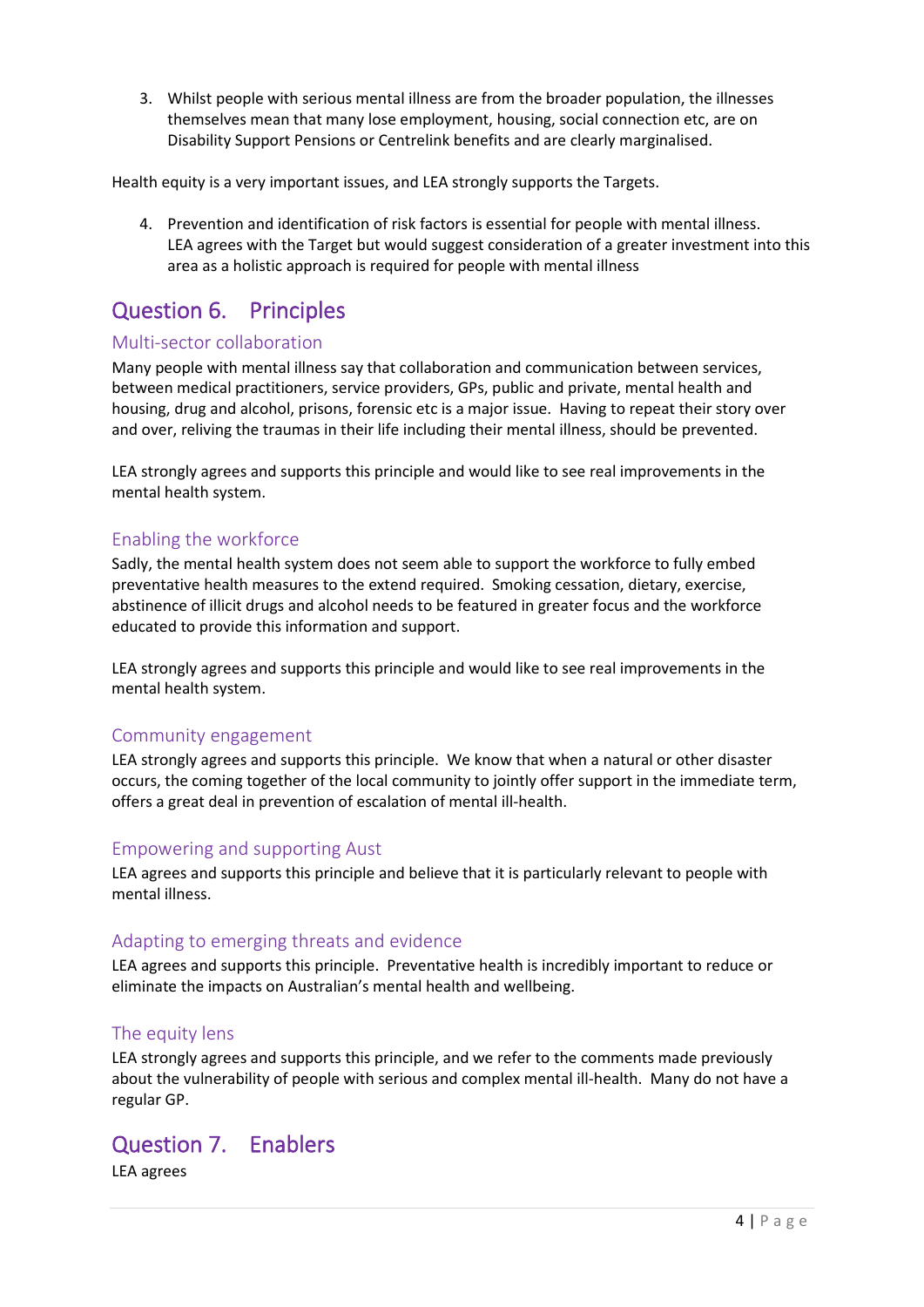3. Whilst people with serious mental illness are from the broader population, the illnesses themselves mean that many lose employment, housing, social connection etc, are on Disability Support Pensions or Centrelink benefits and are clearly marginalised.

Health equity is a very important issues, and LEA strongly supports the Targets.

4. Prevention and identification of risk factors is essential for people with mental illness. LEA agrees with the Target but would suggest consideration of a greater investment into this area as a holistic approach is required for people with mental illness

## Question 6. Principles

### Multi-sector collaboration

Many people with mental illness say that collaboration and communication between services, between medical practitioners, service providers, GPs, public and private, mental health and housing, drug and alcohol, prisons, forensic etc is a major issue. Having to repeat their story over and over, reliving the traumas in their life including their mental illness, should be prevented.

LEA strongly agrees and supports this principle and would like to see real improvements in the mental health system.

### Enabling the workforce

Sadly, the mental health system does not seem able to support the workforce to fully embed preventative health measures to the extend required. Smoking cessation, dietary, exercise, abstinence of illicit drugs and alcohol needs to be featured in greater focus and the workforce educated to provide this information and support.

LEA strongly agrees and supports this principle and would like to see real improvements in the mental health system.

### Community engagement

LEA strongly agrees and supports this principle. We know that when a natural or other disaster occurs, the coming together of the local community to jointly offer support in the immediate term, offers a great deal in prevention of escalation of mental ill-health.

### Empowering and supporting Aust

LEA agrees and supports this principle and believe that it is particularly relevant to people with mental illness.

### Adapting to emerging threats and evidence

LEA agrees and supports this principle. Preventative health is incredibly important to reduce or eliminate the impacts on Australian's mental health and wellbeing.

### The equity lens

LEA strongly agrees and supports this principle, and we refer to the comments made previously about the vulnerability of people with serious and complex mental ill-health. Many do not have a regular GP.

## Question 7. Enablers

LEA agrees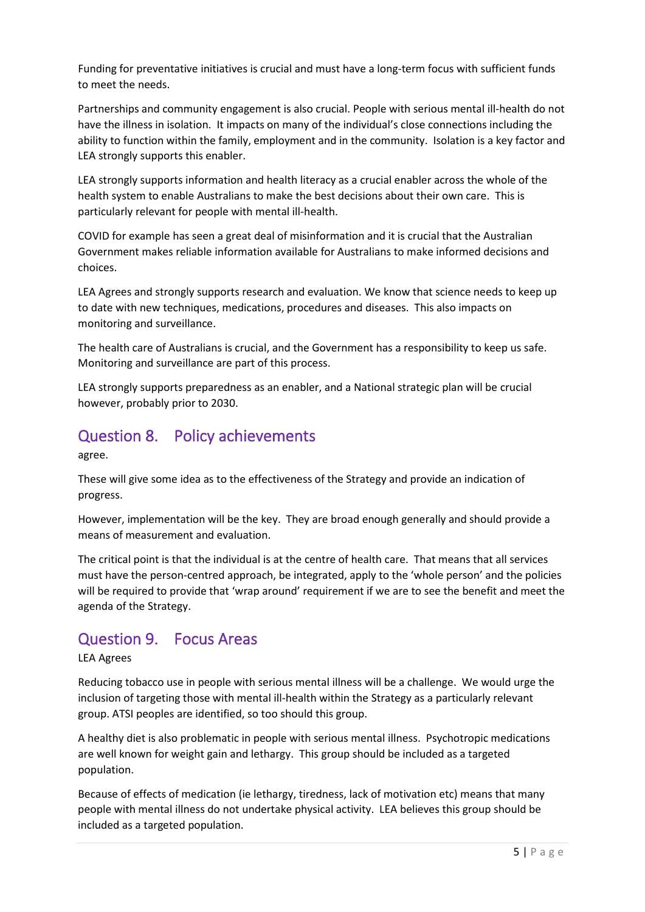Funding for preventative initiatives is crucial and must have a long-term focus with sufficient funds to meet the needs.

Partnerships and community engagement is also crucial. People with serious mental ill-health do not have the illness in isolation. It impacts on many of the individual's close connections including the ability to function within the family, employment and in the community. Isolation is a key factor and LEA strongly supports this enabler.

LEA strongly supports information and health literacy as a crucial enabler across the whole of the health system to enable Australians to make the best decisions about their own care. This is particularly relevant for people with mental ill-health.

COVID for example has seen a great deal of misinformation and it is crucial that the Australian Government makes reliable information available for Australians to make informed decisions and choices.

LEA Agrees and strongly supports research and evaluation. We know that science needs to keep up to date with new techniques, medications, procedures and diseases. This also impacts on monitoring and surveillance.

The health care of Australians is crucial, and the Government has a responsibility to keep us safe. Monitoring and surveillance are part of this process.

LEA strongly supports preparedness as an enabler, and a National strategic plan will be crucial however, probably prior to 2030.

## Question 8. Policy achievements

agree.

These will give some idea as to the effectiveness of the Strategy and provide an indication of progress.

However, implementation will be the key. They are broad enough generally and should provide a means of measurement and evaluation.

The critical point is that the individual is at the centre of health care. That means that all services must have the person-centred approach, be integrated, apply to the 'whole person' and the policies will be required to provide that 'wrap around' requirement if we are to see the benefit and meet the agenda of the Strategy.

## Question 9. Focus Areas

LEA Agrees

Reducing tobacco use in people with serious mental illness will be a challenge. We would urge the inclusion of targeting those with mental ill-health within the Strategy as a particularly relevant group. ATSI peoples are identified, so too should this group.

A healthy diet is also problematic in people with serious mental illness. Psychotropic medications are well known for weight gain and lethargy. This group should be included as a targeted population.

Because of effects of medication (ie lethargy, tiredness, lack of motivation etc) means that many people with mental illness do not undertake physical activity. LEA believes this group should be included as a targeted population.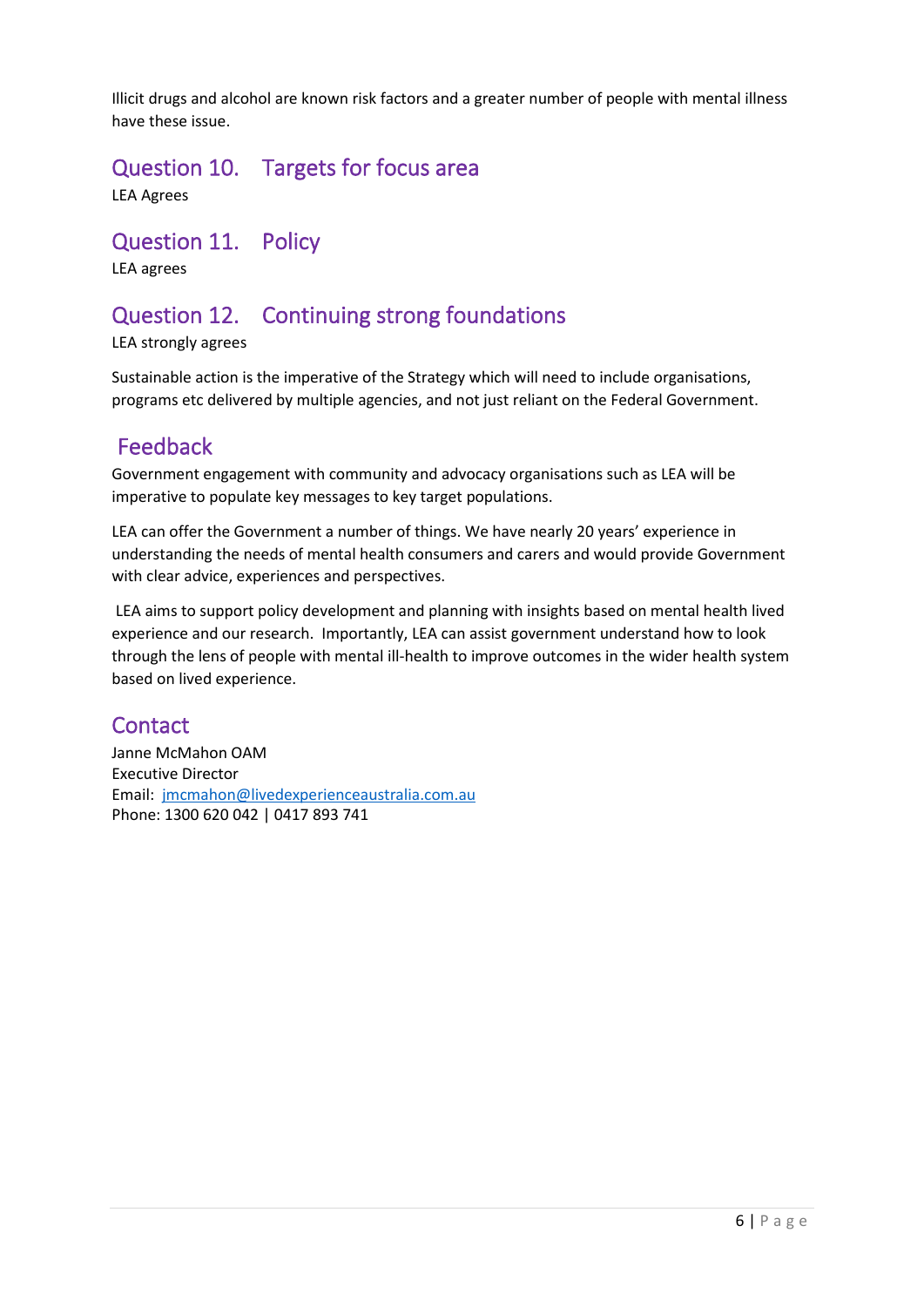Illicit drugs and alcohol are known risk factors and a greater number of people with mental illness have these issue.

## Question 10. Targets for focus area

LEA Agrees

## Question 11. Policy

LEA agrees

## Question 12. Continuing strong foundations

LEA strongly agrees

Sustainable action is the imperative of the Strategy which will need to include organisations, programs etc delivered by multiple agencies, and not just reliant on the Federal Government.

## Feedback

Government engagement with community and advocacy organisations such as LEA will be imperative to populate key messages to key target populations.

LEA can offer the Government a number of things. We have nearly 20 years' experience in understanding the needs of mental health consumers and carers and would provide Government with clear advice, experiences and perspectives.

LEA aims to support policy development and planning with insights based on mental health lived experience and our research. Importantly, LEA can assist government understand how to look through the lens of people with mental ill-health to improve outcomes in the wider health system based on lived experience.

## Contact

Janne McMahon OAM
Executive Director
Email: jmcmahon@livedexperienceaustralia.com.au
Phone: 1300 620 042 | 0417 893 741